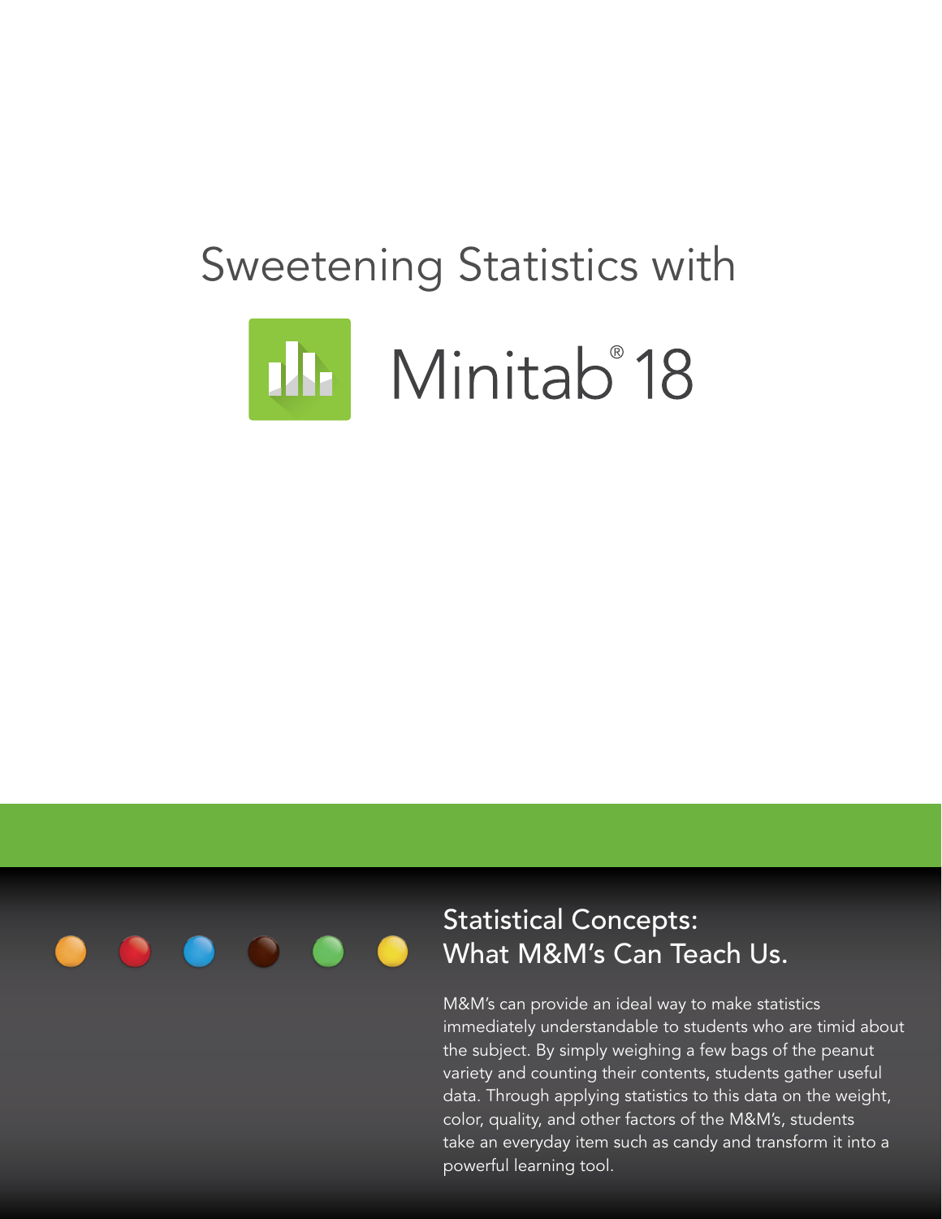# Sweetening Statistics with Minitab® 18

## Statistical Concepts: What M&M's Can Teach Us.

M&M's can provide an ideal way to make statistics immediately understandable to students who are timid about the subject. By simply weighing a few bags of the peanut variety and counting their contents, students gather useful data. Through applying statistics to this data on the weight, color, quality, and other factors of the M&M's, students take an everyday item such as candy and transform it into a powerful learning tool.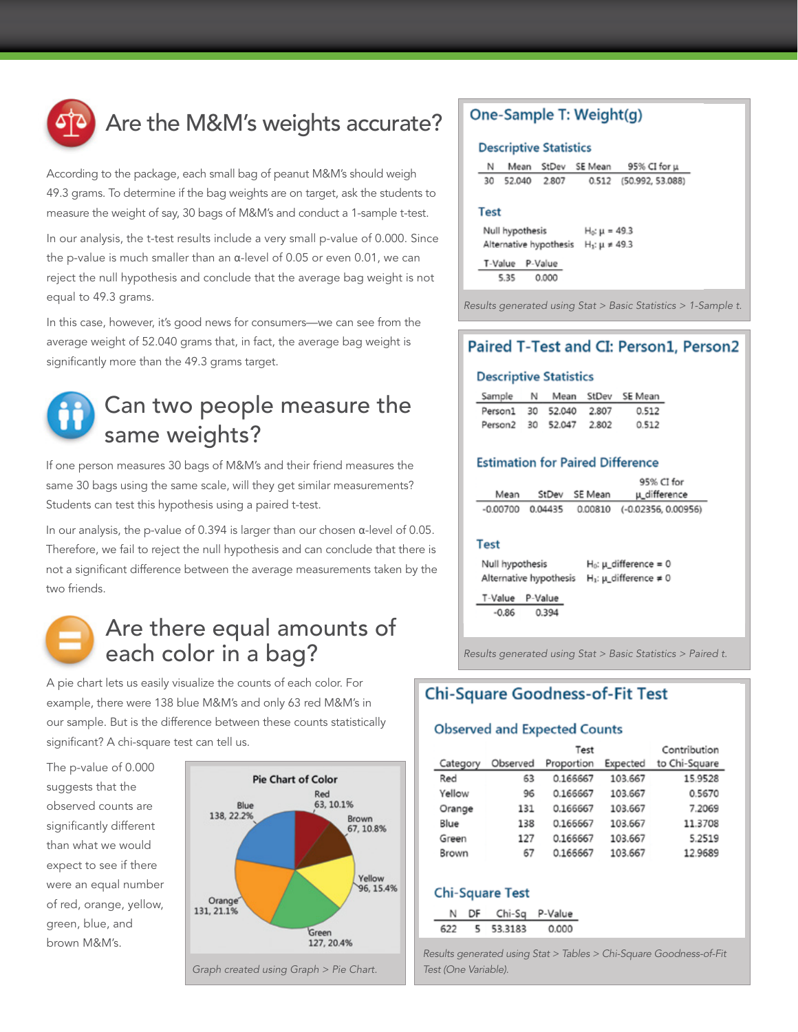## Are the M&M's weights accurate?

According to the package, each small bag of peanut M&M's should weigh 49.3 grams. To determine if the bag weights are on target, ask the students to measure the weight of say, 30 bags of M&M's and conduct a 1-sample t-test.

In our analysis, the t-test results include a very small p-value of 0.000. Since the p-value is much smaller than an α-level of 0.05 or even 0.01, we can reject the null hypothesis and conclude that the average bag weight is not equal to 49.3 grams.

In this case, however, it's good news for consumers—we can see from the average weight of 52.040 grams that, in fact, the average bag weight is significantly more than the 49.3 grams target.

### One-Sample T: Weight(g)

**Descriptive Statistics**

| N | Mean | StDev | SE Mean | 95% CI for μ |
|---|---|---|---|---|
| 30 | 52.040 | 2.807 | 0.512 | (50.992, 53.088) |

**Test**

Null hypothesis $H_0$: μ = 49.3
Alternative hypothesis $H_1$: μ ≠ 49.3

| T-Value | P-Value |
|---|---|
| 5.35 | 0.000 |

*Results generated using Stat > Basic Statistics > 1-Sample t.*

## Can two people measure the same weights?

If one person measures 30 bags of M&M's and their friend measures the same 30 bags using the same scale, will they get similar measurements? Students can test this hypothesis using a paired t-test.

In our analysis, the p-value of 0.394 is larger than our chosen α-level of 0.05. Therefore, we fail to reject the null hypothesis and can conclude that there is not a significant difference between the average measurements taken by the two friends.

### Paired T-Test and CI: Person1, Person2

**Descriptive Statistics**

| Sample | N | Mean | StDev | SE Mean |
|---|---|---|---|---|
| Person1 | 30 | 52.040 | 2.807 | 0.512 |
| Person2 | 30 | 52.047 | 2.802 | 0.512 |

**Estimation for Paired Difference**

| Mean | StDev | SE Mean | 95% CI for μ_difference |
|---|---|---|---|
| -0.00700 | 0.04435 | 0.00810 | (-0.02356, 0.00956) |

**Test**

Null hypothesis $H_0$: μ_difference = 0
Alternative hypothesis $H_1$: μ_difference ≠ 0

| T-Value | P-Value |
|---|---|
| -0.86 | 0.394 |

*Results generated using Stat > Basic Statistics > Paired t.*

## Are there equal amounts of each color in a bag?

A pie chart lets us easily visualize the counts of each color. For example, there were 138 blue M&M's and only 63 red M&M's in our sample. But is the difference between these counts statistically significant? A chi-square test can tell us.

The p-value of 0.000 suggests that the observed counts are significantly different than what we would expect to see if there were an equal number of red, orange, yellow, green, blue, and brown M&M's.

**Pie Chart of Color**

Red 63, 10.1%; Brown 67, 10.8%; Yellow 96, 15.4%; Green 127, 20.4%; Orange 131, 21.1%; Blue 138, 22.2%

*Graph created using Graph > Pie Chart.*

### Chi-Square Goodness-of-Fit Test

**Observed and Expected Counts**

| Category | Observed | Test Proportion | Expected | Contribution to Chi-Square |
|---|---|---|---|---|
| Red | 63 | 0.166667 | 103.667 | 15.9528 |
| Yellow | 96 | 0.166667 | 103.667 | 0.5670 |
| Orange | 131 | 0.166667 | 103.667 | 7.2069 |
| Blue | 138 | 0.166667 | 103.667 | 11.3708 |
| Green | 127 | 0.166667 | 103.667 | 5.2519 |
| Brown | 67 | 0.166667 | 103.667 | 12.9689 |

**Chi-Square Test**

| N | DF | Chi-Sq | P-Value |
|---|---|---|---|
| 622 | 5 | 53.3183 | 0.000 |

*Results generated using Stat > Tables > Chi-Square Goodness-of-Fit Test (One Variable).*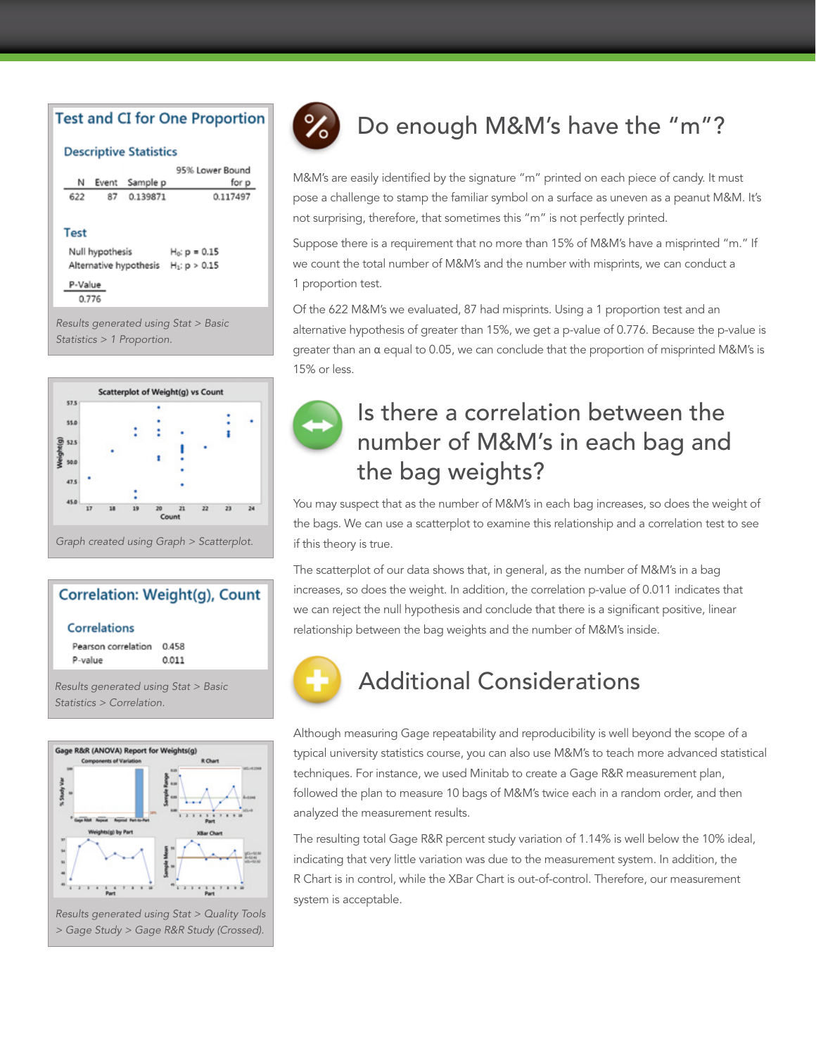# Do enough M&M's have the "m"?

M&M's are easily identified by the signature "m" printed on each piece of candy. It must pose a challenge to stamp the familiar symbol on a surface as uneven as a peanut M&M. It's not surprising, therefore, that sometimes this "m" is not perfectly printed.

Suppose there is a requirement that no more than 15% of M&M's have a misprinted "m." If we count the total number of M&M's and the number with misprints, we can conduct a 1 proportion test.

Of the 622 M&M's we evaluated, 87 had misprints. Using a 1 proportion test and an alternative hypothesis of greater than 15%, we get a p-value of 0.776. Because the p-value is greater than an α equal to 0.05, we can conclude that the proportion of misprinted M&M's is 15% or less.

## Test and CI for One Proportion

### Descriptive Statistics

| N | Event | Sample p | 95% Lower Bound for p |
|---|---|---|---|
| 622 | 87 | 0.139871 | 0.117497 |

### Test

| | |
|---|---|
| Null hypothesis | $H_0$: p = 0.15 |
| Alternative hypothesis | $H_1$: p > 0.15 |

| P-Value |
|---|
| 0.776 |

*Results generated using Stat > Basic Statistics > 1 Proportion.*

# Is there a correlation between the number of M&M's in each bag and the bag weights?

You may suspect that as the number of M&M's in each bag increases, so does the weight of the bags. We can use a scatterplot to examine this relationship and a correlation test to see if this theory is true.

The scatterplot of our data shows that, in general, as the number of M&M's in a bag increases, so does the weight. In addition, the correlation p-value of 0.011 indicates that we can reject the null hypothesis and conclude that there is a significant positive, linear relationship between the bag weights and the number of M&M's inside.

*Graph created using Graph > Scatterplot.*

## Correlation: Weight(g), Count

### Correlations

| | |
|---|---|
| Pearson correlation | 0.458 |
| P-value | 0.011 |

*Results generated using Stat > Basic Statistics > Correlation.*

# Additional Considerations

Although measuring Gage repeatability and reproducibility is well beyond the scope of a typical university statistics course, you can also use M&M's to teach more advanced statistical techniques. For instance, we used Minitab to create a Gage R&R measurement plan, followed the plan to measure 10 bags of M&M's twice each in a random order, and then analyzed the measurement results.

The resulting total Gage R&R percent study variation of 1.14% is well below the 10% ideal, indicating that very little variation was due to the measurement system. In addition, the R Chart is in control, while the XBar Chart is out-of-control. Therefore, our measurement system is acceptable.

*Results generated using Stat > Quality Tools > Gage Study > Gage R&R Study (Crossed).*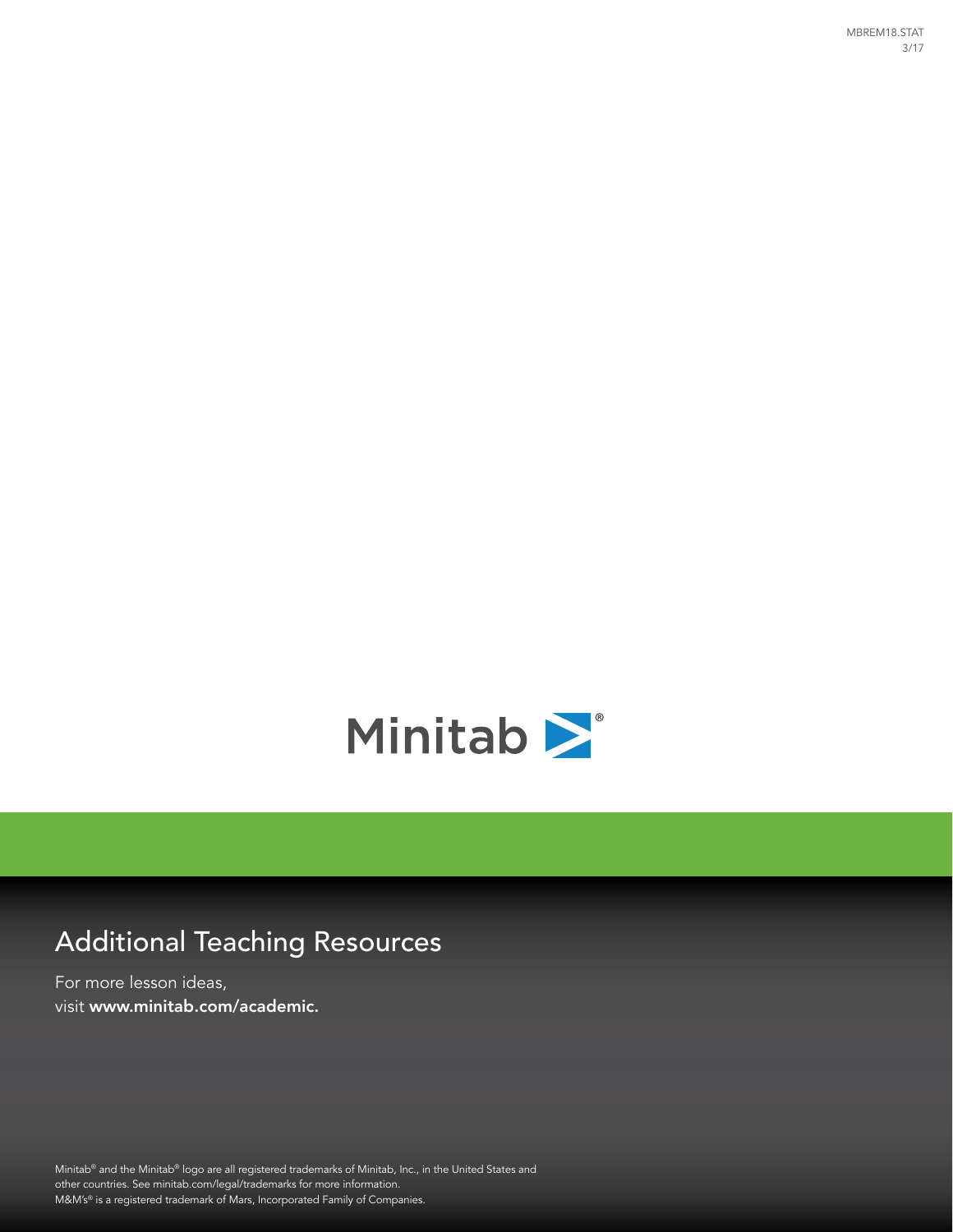MBREM18.STAT
3/17

Minitab®

## Additional Teaching Resources

For more lesson ideas,
visit **www.minitab.com/academic.**

Minitab® and the Minitab® logo are all registered trademarks of Minitab, Inc., in the United States and other countries. See minitab.com/legal/trademarks for more information.
M&M's® is a registered trademark of Mars, Incorporated Family of Companies.